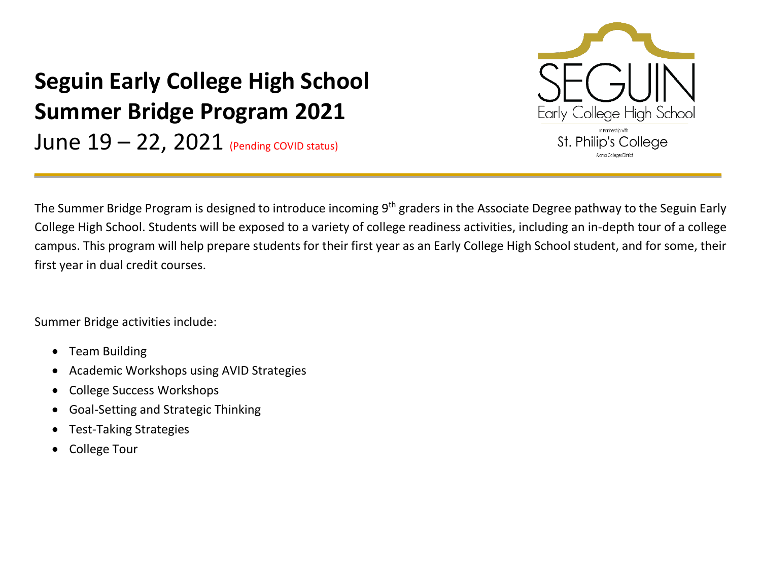# Seguin Early College High School
# Summer Bridge Program 2021

June 19 – 22, 2021 (Pending COVID status)

The Summer Bridge Program is designed to introduce incoming 9th graders in the Associate Degree pathway to the Seguin Early College High School. Students will be exposed to a variety of college readiness activities, including an in-depth tour of a college campus. This program will help prepare students for their first year as an Early College High School student, and for some, their first year in dual credit courses.

Summer Bridge activities include:

- Team Building
- Academic Workshops using AVID Strategies
- College Success Workshops
- Goal-Setting and Strategic Thinking
- Test-Taking Strategies
- College Tour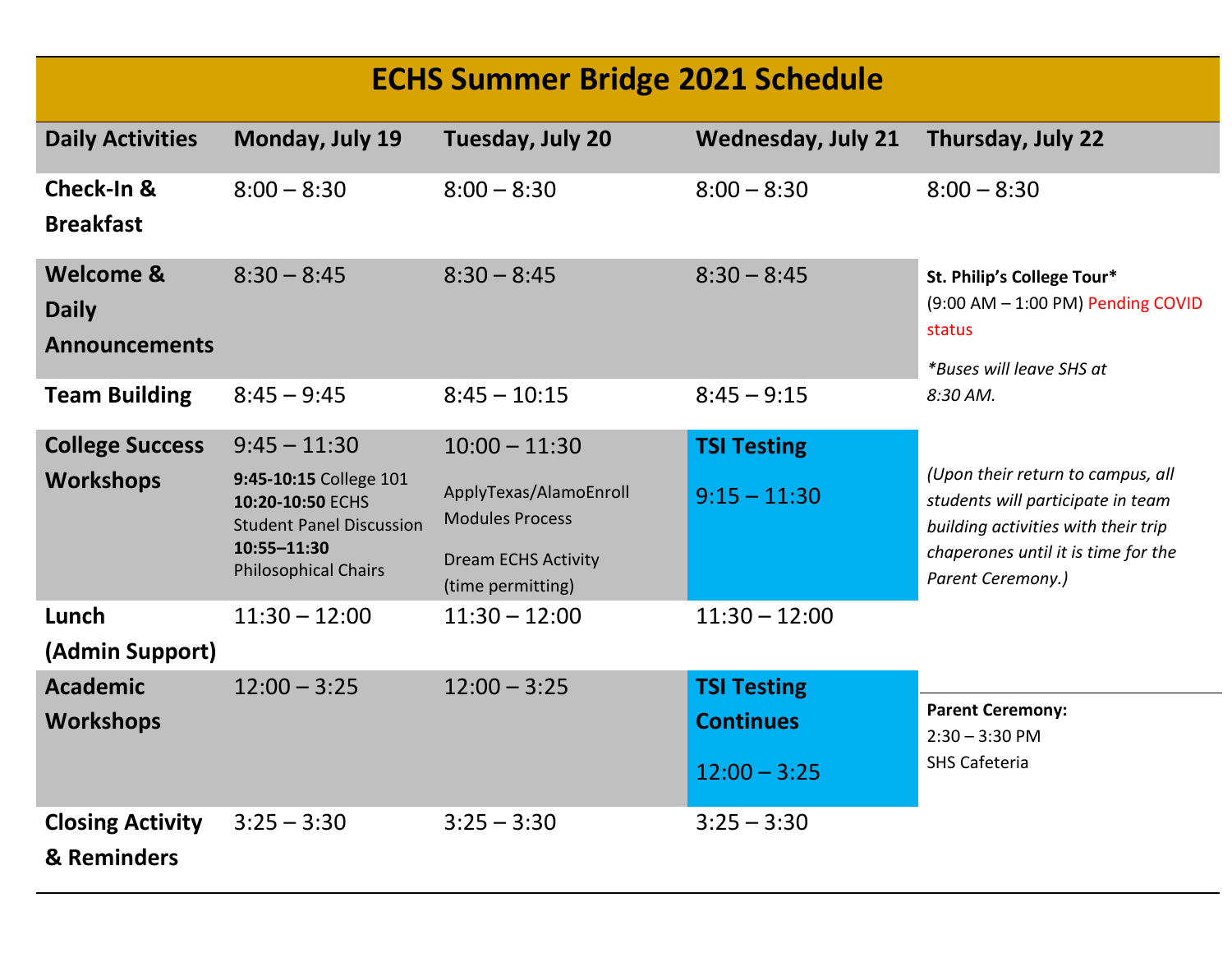# ECHS Summer Bridge 2021 Schedule

| Daily Activities | Monday, July 19 | Tuesday, July 20 | Wednesday, July 21 | Thursday, July 22 |
|---|---|---|---|---|
| **Check-In & Breakfast** | 8:00 – 8:30 | 8:00 – 8:30 | 8:00 – 8:30 | 8:00 – 8:30 |
| **Welcome & Daily Announcements** | 8:30 – 8:45 | 8:30 – 8:45 | 8:30 – 8:45 | **St. Philip's College Tour*** (9:00 AM – 1:00 PM) Pending COVID status<br>*\*Buses will leave SHS at 8:30 AM.* |
| **Team Building** | 8:45 – 9:45 | 8:45 – 10:15 | 8:45 – 9:15 | |
| **College Success Workshops** | 9:45 – 11:30<br>**9:45-10:15** College 101<br>**10:20-10:50** ECHS Student Panel Discussion<br>**10:55–11:30** Philosophical Chairs | 10:00 – 11:30<br>ApplyTexas/AlamoEnroll Modules Process<br>Dream ECHS Activity (time permitting) | **TSI Testing**<br>9:15 – 11:30 | *(Upon their return to campus, all students will participate in team building activities with their trip chaperones until it is time for the Parent Ceremony.)* |
| **Lunch (Admin Support)** | 11:30 – 12:00 | 11:30 – 12:00 | 11:30 – 12:00 | |
| **Academic Workshops** | 12:00 – 3:25 | 12:00 – 3:25 | **TSI Testing Continues**<br>12:00 – 3:25 | **Parent Ceremony:**<br>2:30 – 3:30 PM<br>SHS Cafeteria |
| **Closing Activity & Reminders** | 3:25 – 3:30 | 3:25 – 3:30 | 3:25 – 3:30 | |